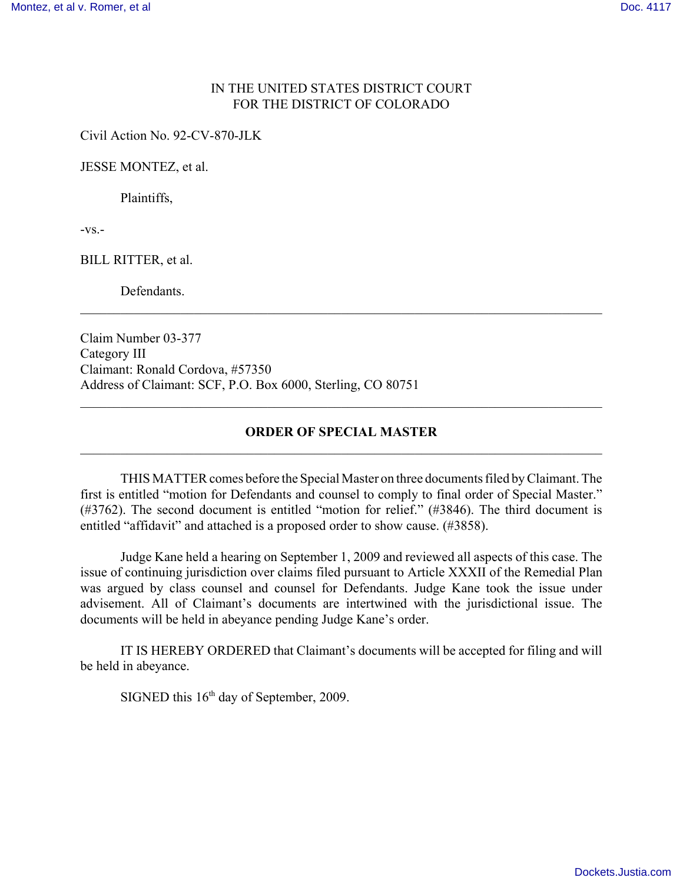IN THE UNITED STATES DISTRICT COURT
FOR THE DISTRICT OF COLORADO

Civil Action No. 92-CV-870-JLK

JESSE MONTEZ, et al.

Plaintiffs,

-vs.-

BILL RITTER, et al.

Defendants.

---

Claim Number 03-377
Category III
Claimant: Ronald Cordova, #57350
Address of Claimant: SCF, P.O. Box 6000, Sterling, CO 80751

---

**ORDER OF SPECIAL MASTER**

---

THIS MATTER comes before the Special Master on three documents filed by Claimant. The first is entitled "motion for Defendants and counsel to comply to final order of Special Master." (#3762). The second document is entitled "motion for relief." (#3846). The third document is entitled "affidavit" and attached is a proposed order to show cause. (#3858).

Judge Kane held a hearing on September 1, 2009 and reviewed all aspects of this case. The issue of continuing jurisdiction over claims filed pursuant to Article XXXII of the Remedial Plan was argued by class counsel and counsel for Defendants. Judge Kane took the issue under advisement. All of Claimant's documents are intertwined with the jurisdictional issue. The documents will be held in abeyance pending Judge Kane's order.

IT IS HEREBY ORDERED that Claimant's documents will be accepted for filing and will be held in abeyance.

SIGNED this 16th day of September, 2009.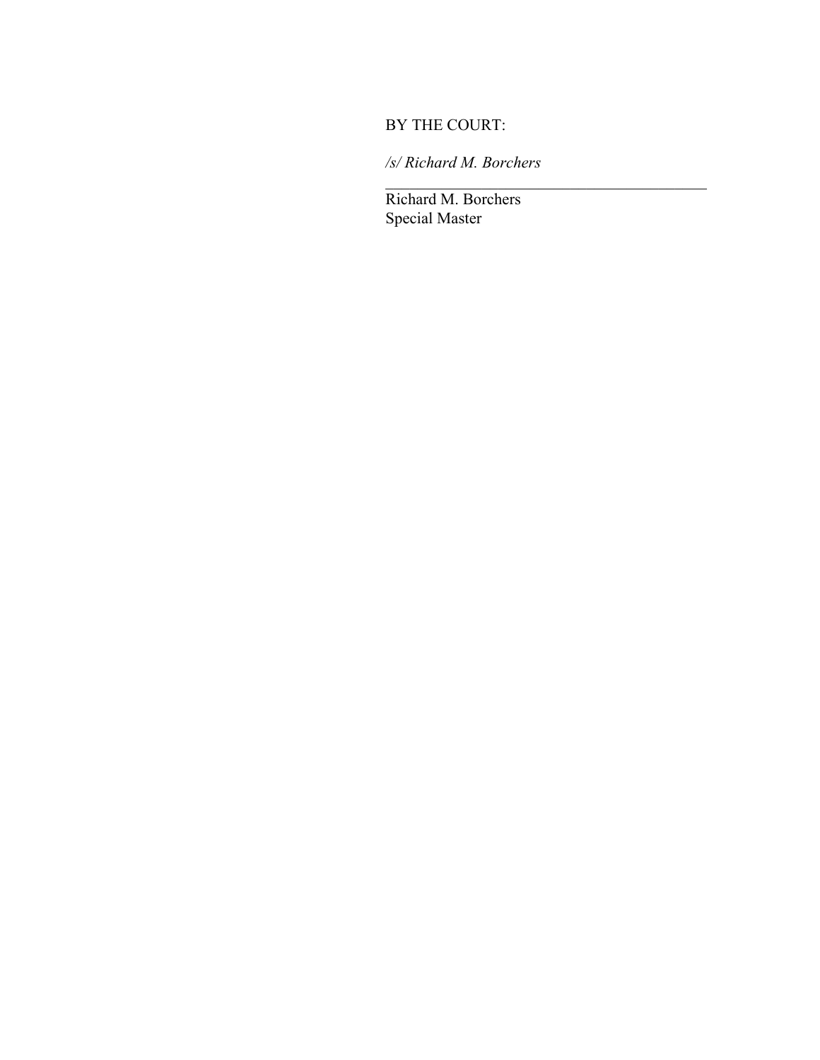BY THE COURT:

*/s/ Richard M. Borchers*

Richard M. Borchers
Special Master